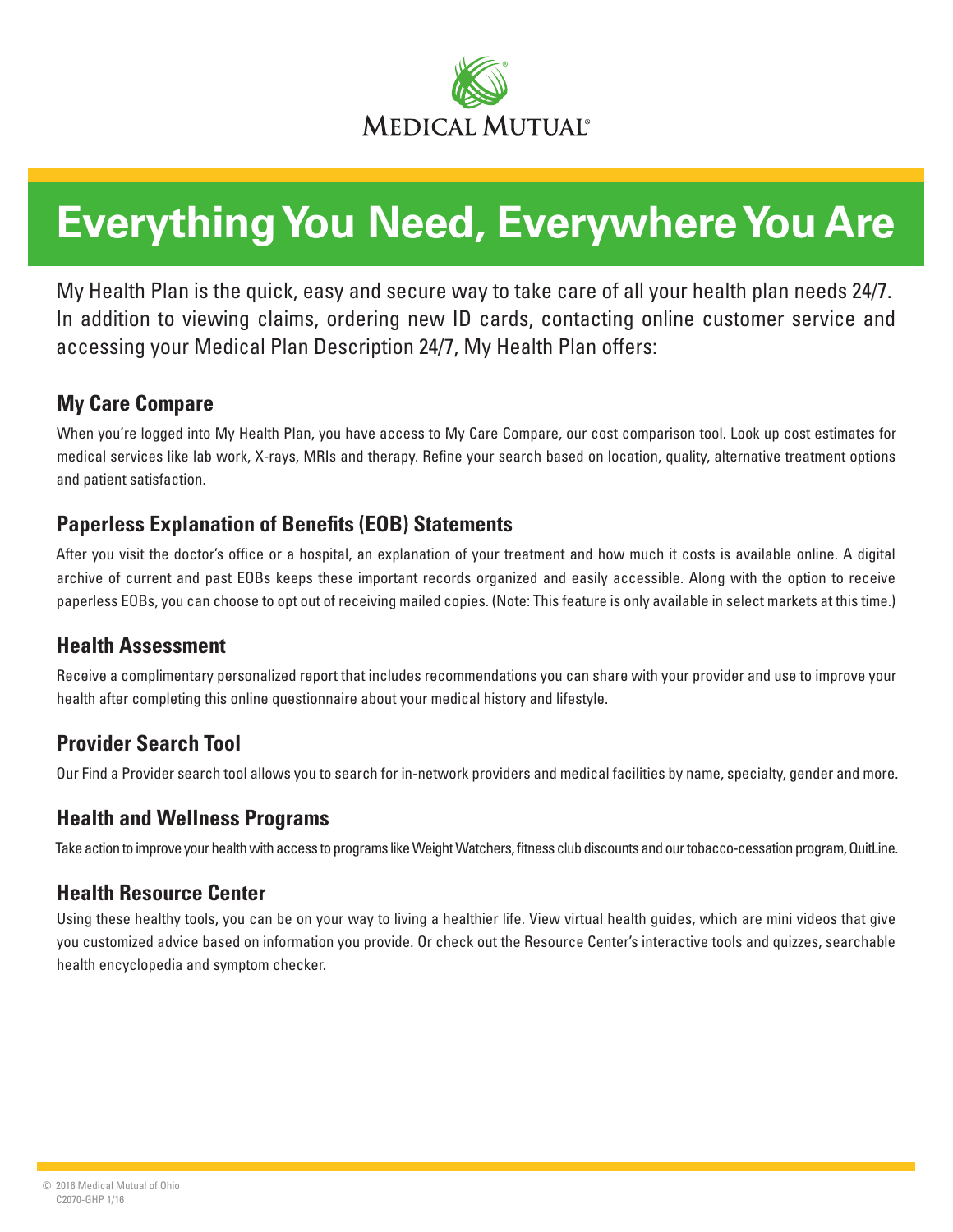MEDICAL MUTUAL

# Everything You Need, Everywhere You Are

My Health Plan is the quick, easy and secure way to take care of all your health plan needs 24/7. In addition to viewing claims, ordering new ID cards, contacting online customer service and accessing your Medical Plan Description 24/7, My Health Plan offers:

## My Care Compare

When you're logged into My Health Plan, you have access to My Care Compare, our cost comparison tool. Look up cost estimates for medical services like lab work, X-rays, MRIs and therapy. Refine your search based on location, quality, alternative treatment options and patient satisfaction.

## Paperless Explanation of Benefits (EOB) Statements

After you visit the doctor's office or a hospital, an explanation of your treatment and how much it costs is available online. A digital archive of current and past EOBs keeps these important records organized and easily accessible. Along with the option to receive paperless EOBs, you can choose to opt out of receiving mailed copies. (Note: This feature is only available in select markets at this time.)

## Health Assessment

Receive a complimentary personalized report that includes recommendations you can share with your provider and use to improve your health after completing this online questionnaire about your medical history and lifestyle.

## Provider Search Tool

Our Find a Provider search tool allows you to search for in-network providers and medical facilities by name, specialty, gender and more.

## Health and Wellness Programs

Take action to improve your health with access to programs like Weight Watchers, fitness club discounts and our tobacco-cessation program, QuitLine.

## Health Resource Center

Using these healthy tools, you can be on your way to living a healthier life. View virtual health guides, which are mini videos that give you customized advice based on information you provide. Or check out the Resource Center's interactive tools and quizzes, searchable health encyclopedia and symptom checker.

© 2016 Medical Mutual of Ohio
C2070-GHP 1/16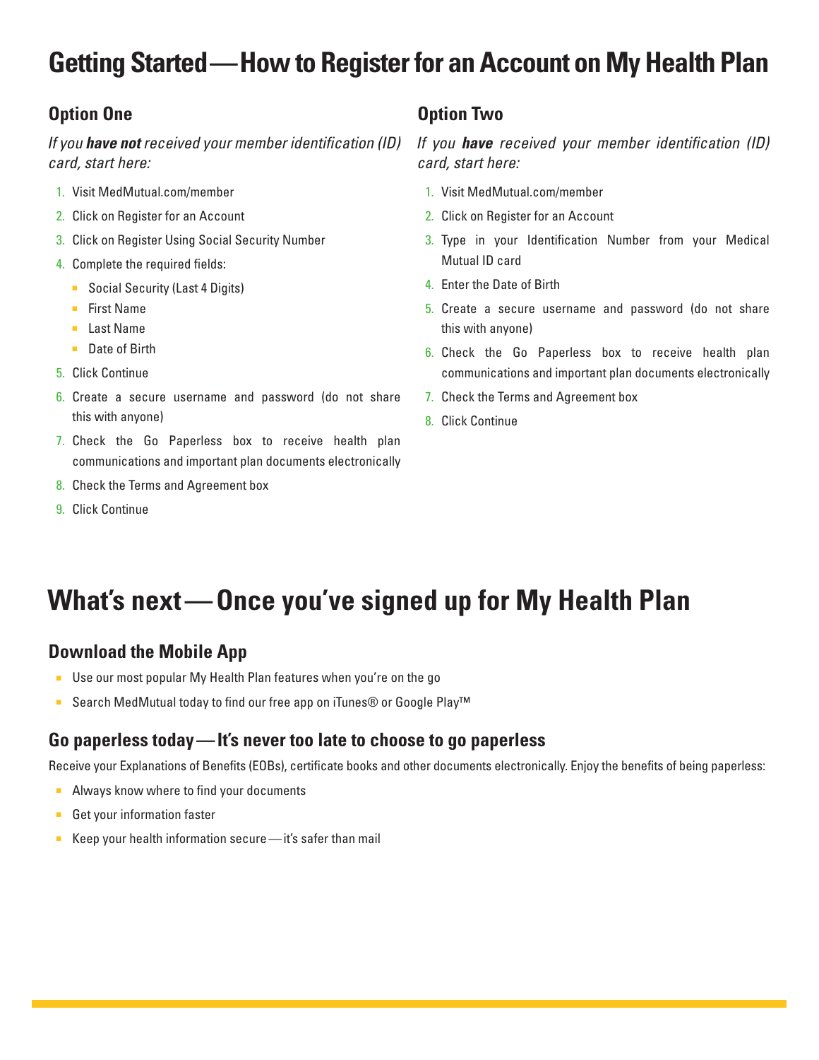# Getting Started — How to Register for an Account on My Health Plan

## Option One

*If you **have not** received your member identification (ID) card, start here:*

1. Visit MedMutual.com/member
2. Click on Register for an Account
3. Click on Register Using Social Security Number
4. Complete the required fields:
   - Social Security (Last 4 Digits)
   - First Name
   - Last Name
   - Date of Birth
5. Click Continue
6. Create a secure username and password (do not share this with anyone)
7. Check the Go Paperless box to receive health plan communications and important plan documents electronically
8. Check the Terms and Agreement box
9. Click Continue

## Option Two

*If you **have** received your member identification (ID) card, start here:*

1. Visit MedMutual.com/member
2. Click on Register for an Account
3. Type in your Identification Number from your Medical Mutual ID card
4. Enter the Date of Birth
5. Create a secure username and password (do not share this with anyone)
6. Check the Go Paperless box to receive health plan communications and important plan documents electronically
7. Check the Terms and Agreement box
8. Click Continue

# What's next — Once you've signed up for My Health Plan

## Download the Mobile App

- Use our most popular My Health Plan features when you're on the go
- Search MedMutual today to find our free app on iTunes® or Google Play™

## Go paperless today — It's never too late to choose to go paperless

Receive your Explanations of Benefits (EOBs), certificate books and other documents electronically. Enjoy the benefits of being paperless:

- Always know where to find your documents
- Get your information faster
- Keep your health information secure — it's safer than mail